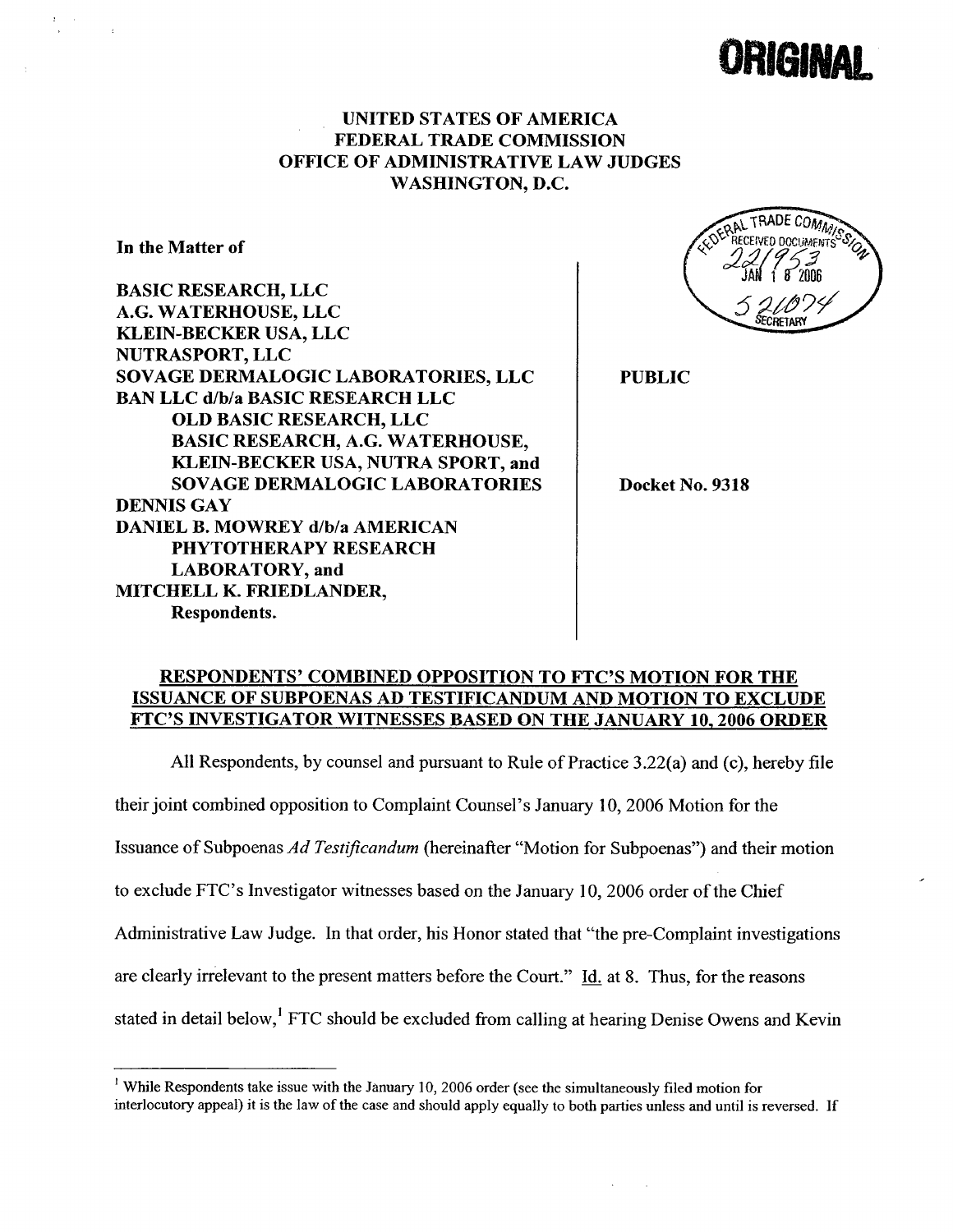**ORIGINAL**

**UNITED STATES OF AMERICA**
**FEDERAL TRADE COMMISSION**
**OFFICE OF ADMINISTRATIVE LAW JUDGES**
**WASHINGTON, D.C.**

FEDERAL TRADE COMMISSION RECEIVED DOCUMENTS 221953 JAN 18 2006 521074 SECRETARY

**In the Matter of**

**BASIC RESEARCH, LLC**
**A.G. WATERHOUSE, LLC**
**KLEIN-BECKER USA, LLC**
**NUTRASPORT, LLC**
**SOVAGE DERMALOGIC LABORATORIES, LLC**
**BAN LLC d/b/a BASIC RESEARCH LLC**
**OLD BASIC RESEARCH, LLC**
**BASIC RESEARCH, A.G. WATERHOUSE,**
**KLEIN-BECKER USA, NUTRA SPORT, and**
**SOVAGE DERMALOGIC LABORATORIES**
**DENNIS GAY**
**DANIEL B. MOWREY d/b/a AMERICAN**
**PHYTOTHERAPY RESEARCH**
**LABORATORY, and**
**MITCHELL K. FRIEDLANDER,**
**Respondents.**

**PUBLIC**

**Docket No. 9318**

**RESPONDENTS' COMBINED OPPOSITION TO FTC'S MOTION FOR THE ISSUANCE OF SUBPOENAS AD TESTIFICANDUM AND MOTION TO EXCLUDE FTC'S INVESTIGATOR WITNESSES BASED ON THE JANUARY 10, 2006 ORDER**

All Respondents, by counsel and pursuant to Rule of Practice 3.22(a) and (c), hereby file their joint combined opposition to Complaint Counsel's January 10, 2006 Motion for the Issuance of Subpoenas *Ad Testificandum* (hereinafter "Motion for Subpoenas") and their motion to exclude FTC's Investigator witnesses based on the January 10, 2006 order of the Chief Administrative Law Judge. In that order, his Honor stated that "the pre-Complaint investigations are clearly irrelevant to the present matters before the Court." Id. at 8. Thus, for the reasons stated in detail below,[1] FTC should be excluded from calling at hearing Denise Owens and Kevin

[1] While Respondents take issue with the January 10, 2006 order (see the simultaneously filed motion for interlocutory appeal) it is the law of the case and should apply equally to both parties unless and until is reversed. If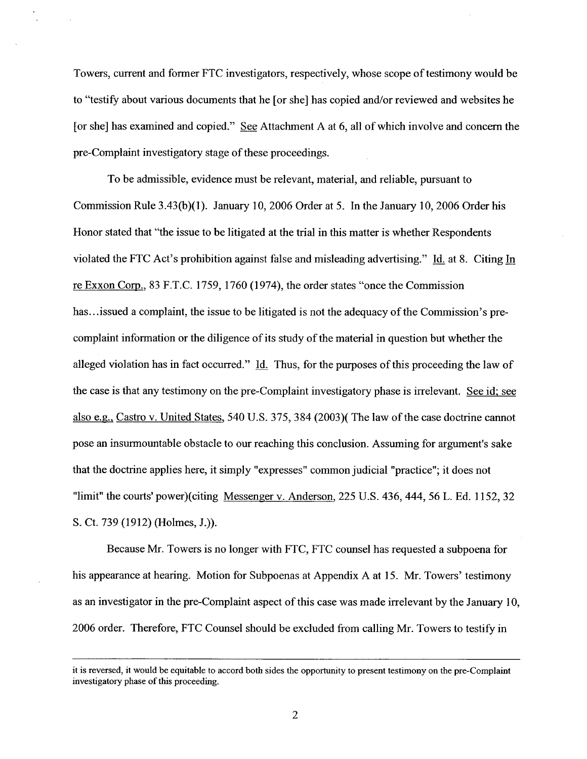Towers, current and former FTC investigators, respectively, whose scope of testimony would be to "testify about various documents that he [or she] has copied and/or reviewed and websites he [or she] has examined and copied." See Attachment A at 6, all of which involve and concern the pre-Complaint investigatory stage of these proceedings.

To be admissible, evidence must be relevant, material, and reliable, pursuant to Commission Rule 3.43(b)(1). January 10, 2006 Order at 5. In the January 10, 2006 Order his Honor stated that "the issue to be litigated at the trial in this matter is whether Respondents violated the FTC Act's prohibition against false and misleading advertising." Id. at 8. Citing In re Exxon Corp., 83 F.T.C. 1759, 1760 (1974), the order states "once the Commission has...issued a complaint, the issue to be litigated is not the adequacy of the Commission's pre-complaint information or the diligence of its study of the material in question but whether the alleged violation has in fact occurred." Id. Thus, for the purposes of this proceeding the law of the case is that any testimony on the pre-Complaint investigatory phase is irrelevant. See id; see also e.g., Castro v. United States, 540 U.S. 375, 384 (2003)( The law of the case doctrine cannot pose an insurmountable obstacle to our reaching this conclusion. Assuming for argument's sake that the doctrine applies here, it simply "expresses" common judicial "practice"; it does not "limit" the courts' power)(citing Messenger v. Anderson, 225 U.S. 436, 444, 56 L. Ed. 1152, 32 S. Ct. 739 (1912) (Holmes, J.)).

Because Mr. Towers is no longer with FTC, FTC counsel has requested a subpoena for his appearance at hearing. Motion for Subpoenas at Appendix A at 15. Mr. Towers' testimony as an investigator in the pre-Complaint aspect of this case was made irrelevant by the January 10, 2006 order. Therefore, FTC Counsel should be excluded from calling Mr. Towers to testify in

---

it is reversed, it would be equitable to accord both sides the opportunity to present testimony on the pre-Complaint investigatory phase of this proceeding.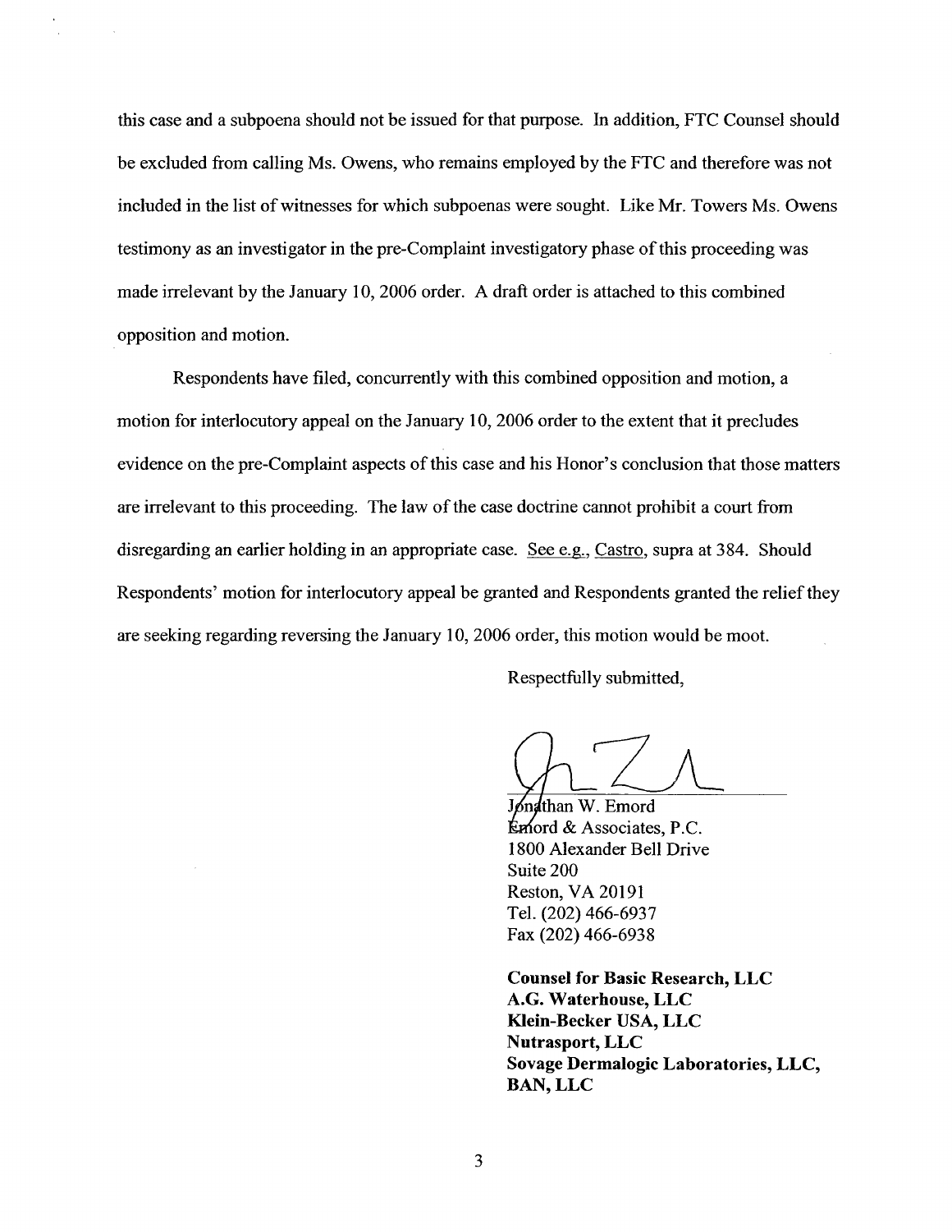this case and a subpoena should not be issued for that purpose. In addition, FTC Counsel should be excluded from calling Ms. Owens, who remains employed by the FTC and therefore was not included in the list of witnesses for which subpoenas were sought. Like Mr. Towers Ms. Owens testimony as an investigator in the pre-Complaint investigatory phase of this proceeding was made irrelevant by the January 10, 2006 order. A draft order is attached to this combined opposition and motion.

Respondents have filed, concurrently with this combined opposition and motion, a motion for interlocutory appeal on the January 10, 2006 order to the extent that it precludes evidence on the pre-Complaint aspects of this case and his Honor's conclusion that those matters are irrelevant to this proceeding. The law of the case doctrine cannot prohibit a court from disregarding an earlier holding in an appropriate case. See e.g., Castro, supra at 384. Should Respondents' motion for interlocutory appeal be granted and Respondents granted the relief they are seeking regarding reversing the January 10, 2006 order, this motion would be moot.

Respectfully submitted,

Jonathan W. Emord
Emord & Associates, P.C.
1800 Alexander Bell Drive
Suite 200
Reston, VA 20191
Tel. (202) 466-6937
Fax (202) 466-6938

**Counsel for Basic Research, LLC**
**A.G. Waterhouse, LLC**
**Klein-Becker USA, LLC**
**Nutrasport, LLC**
**Sovage Dermalogic Laboratories, LLC,**
**BAN, LLC**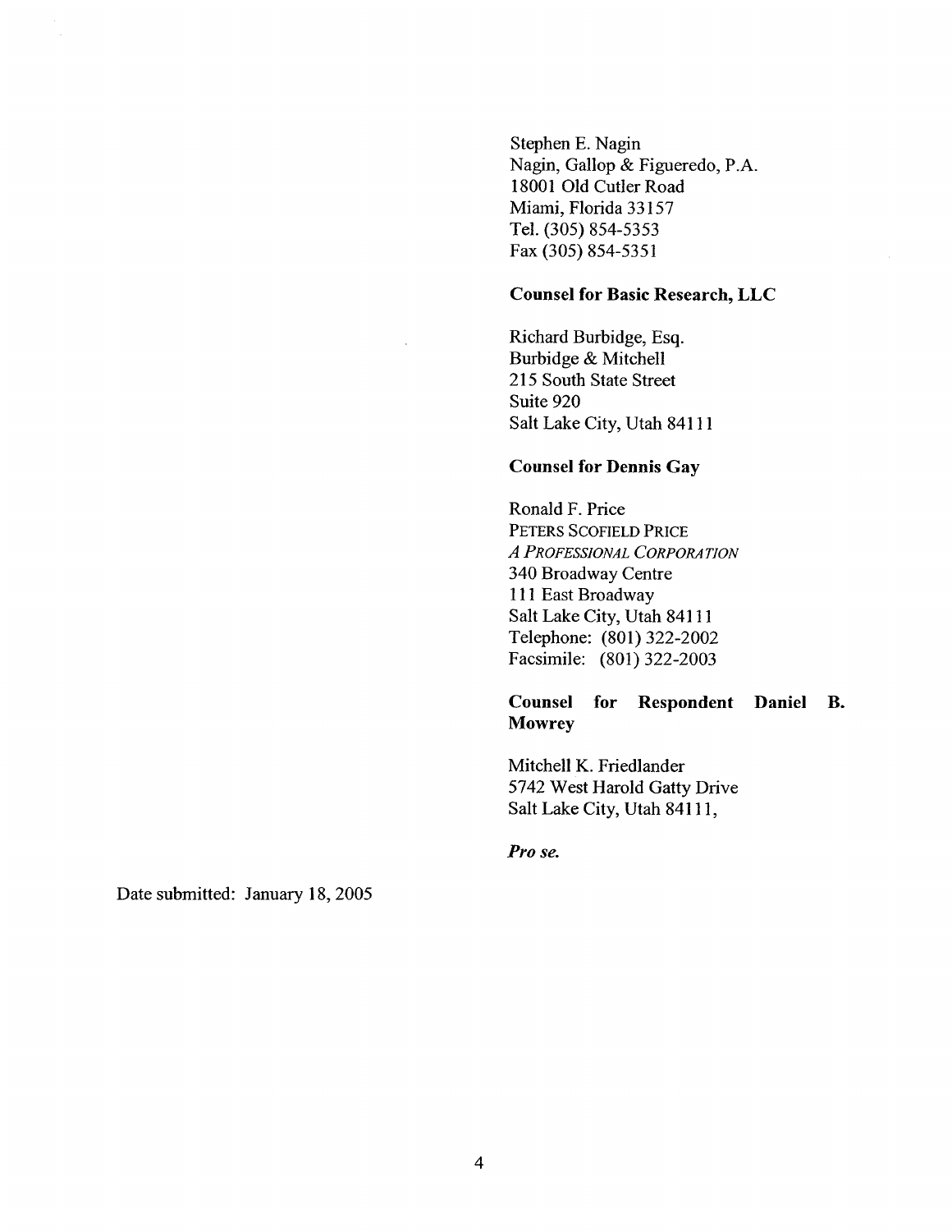Stephen E. Nagin
Nagin, Gallop & Figueredo, P.A.
18001 Old Cutler Road
Miami, Florida 33157
Tel. (305) 854-5353
Fax (305) 854-5351

**Counsel for Basic Research, LLC**

Richard Burbidge, Esq.
Burbidge & Mitchell
215 South State Street
Suite 920
Salt Lake City, Utah 84111

**Counsel for Dennis Gay**

Ronald F. Price
PETERS SCOFIELD PRICE
*A PROFESSIONAL CORPORATION*
340 Broadway Centre
111 East Broadway
Salt Lake City, Utah 84111
Telephone: (801) 322-2002
Facsimile: (801) 322-2003

**Counsel for Respondent Daniel B. Mowrey**

Mitchell K. Friedlander
5742 West Harold Gatty Drive
Salt Lake City, Utah 84111,

***Pro se.***

Date submitted: January 18, 2005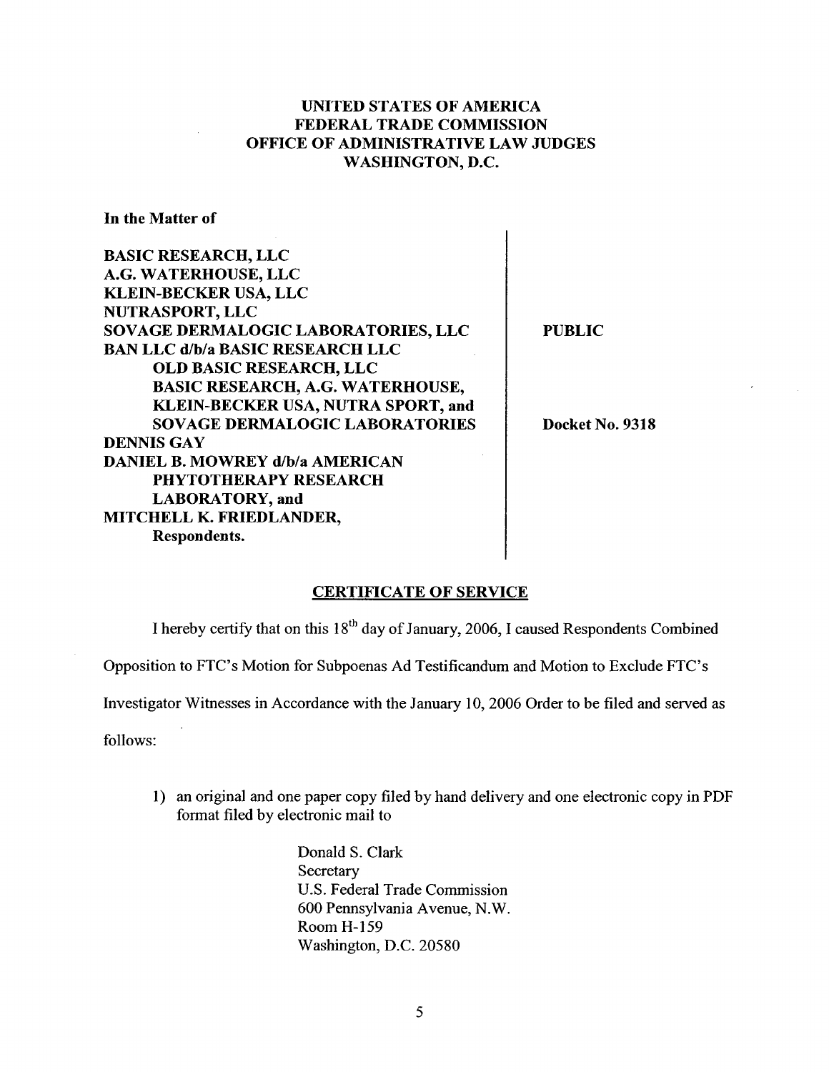**UNITED STATES OF AMERICA**
**FEDERAL TRADE COMMISSION**
**OFFICE OF ADMINISTRATIVE LAW JUDGES**
**WASHINGTON, D.C.**

**In the Matter of**

| | | |
|---|---|---|
| **BASIC RESEARCH, LLC**<br>**A.G. WATERHOUSE, LLC**<br>**KLEIN-BECKER USA, LLC**<br>**NUTRASPORT, LLC**<br>**SOVAGE DERMALOGIC LABORATORIES, LLC**<br>**BAN LLC d/b/a BASIC RESEARCH LLC**<br>**OLD BASIC RESEARCH, LLC**<br>**BASIC RESEARCH, A.G. WATERHOUSE,**<br>**KLEIN-BECKER USA, NUTRA SPORT, and**<br>**SOVAGE DERMALOGIC LABORATORIES**<br>**DENNIS GAY**<br>**DANIEL B. MOWREY d/b/a AMERICAN**<br>**PHYTOTHERAPY RESEARCH**<br>**LABORATORY, and**<br>**MITCHELL K. FRIEDLANDER,**<br>**Respondents.** | | **PUBLIC**<br><br>**Docket No. 9318** |

## CERTIFICATE OF SERVICE

I hereby certify that on this 18th day of January, 2006, I caused Respondents Combined Opposition to FTC's Motion for Subpoenas Ad Testificandum and Motion to Exclude FTC's Investigator Witnesses in Accordance with the January 10, 2006 Order to be filed and served as follows:

1) an original and one paper copy filed by hand delivery and one electronic copy in PDF format filed by electronic mail to

   Donald S. Clark
   Secretary
   U.S. Federal Trade Commission
   600 Pennsylvania Avenue, N.W.
   Room H-159
   Washington, D.C. 20580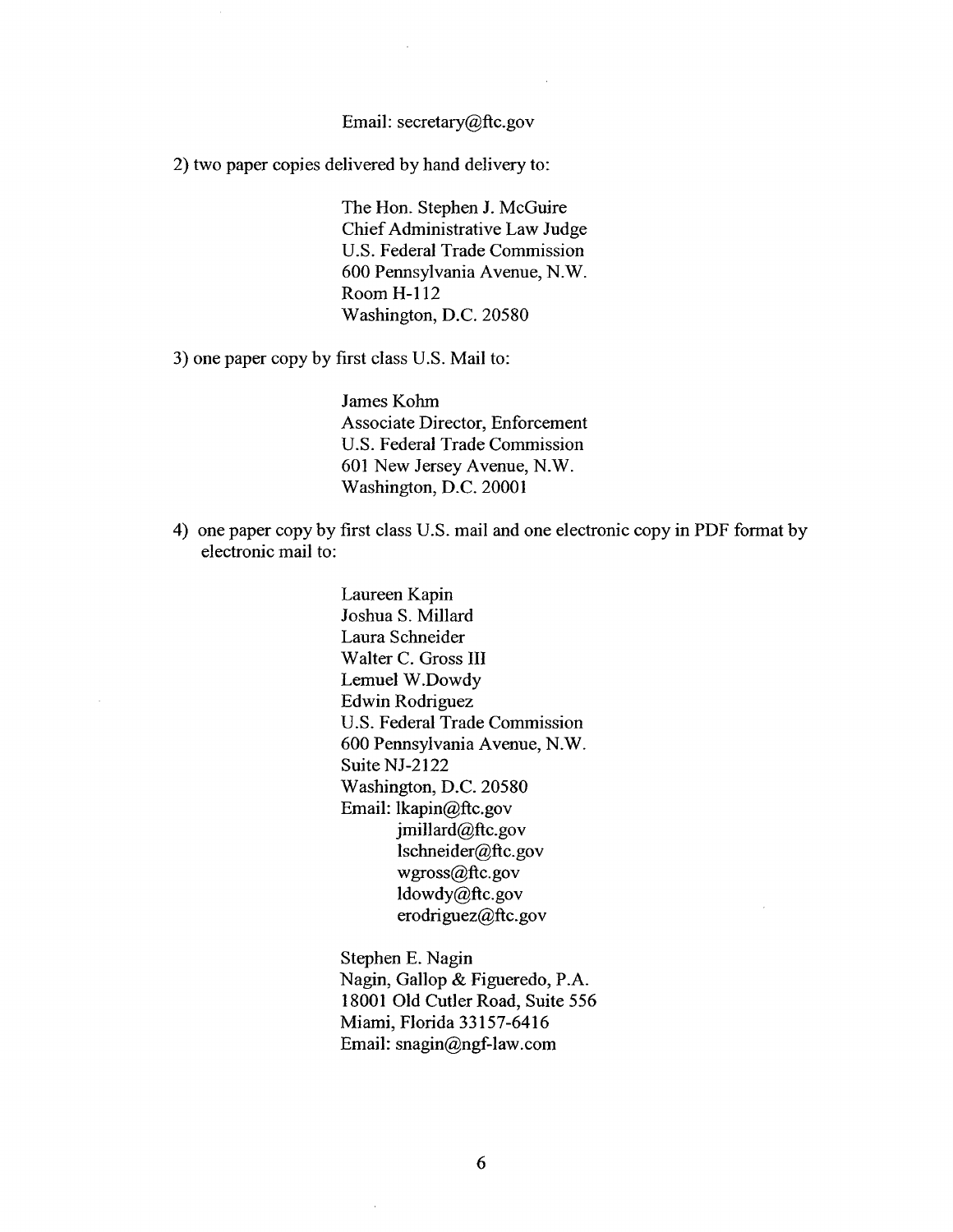Email: secretary@ftc.gov

2) two paper copies delivered by hand delivery to:

> The Hon. Stephen J. McGuire
> Chief Administrative Law Judge
> U.S. Federal Trade Commission
> 600 Pennsylvania Avenue, N.W.
> Room H-112
> Washington, D.C. 20580

3) one paper copy by first class U.S. Mail to:

> James Kohm
> Associate Director, Enforcement
> U.S. Federal Trade Commission
> 601 New Jersey Avenue, N.W.
> Washington, D.C. 20001

4) one paper copy by first class U.S. mail and one electronic copy in PDF format by electronic mail to:

> Laureen Kapin
> Joshua S. Millard
> Laura Schneider
> Walter C. Gross III
> Lemuel W.Dowdy
> Edwin Rodriguez
> U.S. Federal Trade Commission
> 600 Pennsylvania Avenue, N.W.
> Suite NJ-2122
> Washington, D.C. 20580
> Email: lkapin@ftc.gov
> jmillard@ftc.gov
> lschneider@ftc.gov
> wgross@ftc.gov
> ldowdy@ftc.gov
> erodriguez@ftc.gov

> Stephen E. Nagin
> Nagin, Gallop & Figueredo, P.A.
> 18001 Old Cutler Road, Suite 556
> Miami, Florida 33157-6416
> Email: snagin@ngf-law.com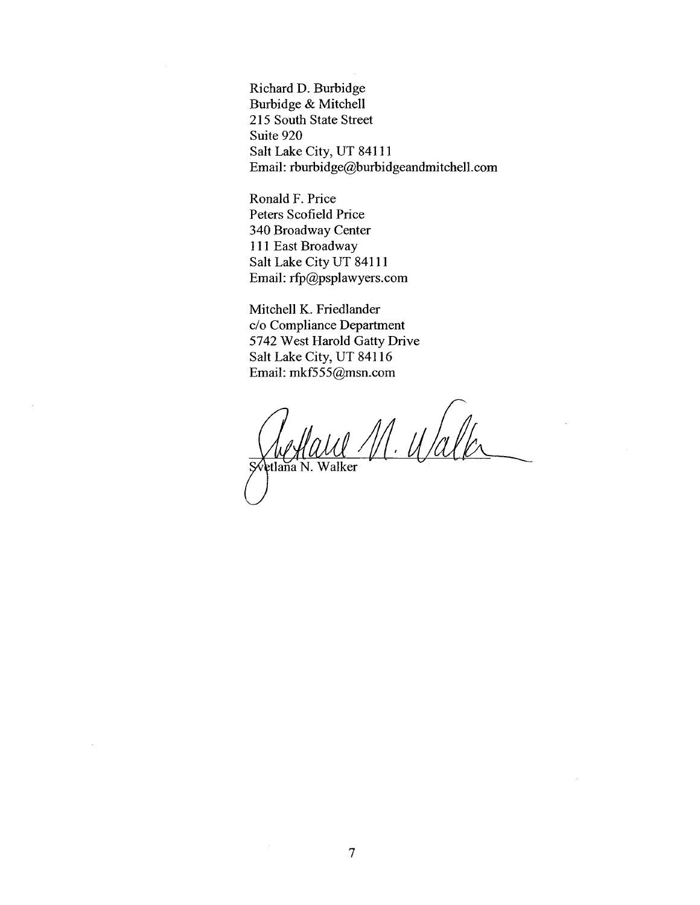Richard D. Burbidge
Burbidge & Mitchell
215 South State Street
Suite 920
Salt Lake City, UT 84111
Email: rburbidge@burbidgeandmitchell.com

Ronald F. Price
Peters Scofield Price
340 Broadway Center
111 East Broadway
Salt Lake City UT 84111
Email: rfp@psplawyers.com

Mitchell K. Friedlander
c/o Compliance Department
5742 West Harold Gatty Drive
Salt Lake City, UT 84116
Email: mkf555@msn.com

Svetlana N. Walker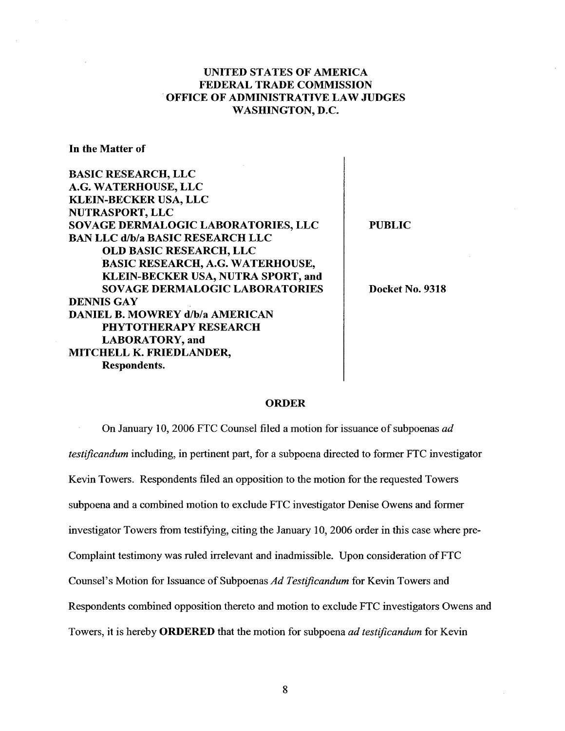**UNITED STATES OF AMERICA**
**FEDERAL TRADE COMMISSION**
**OFFICE OF ADMINISTRATIVE LAW JUDGES**
**WASHINGTON, D.C.**

**In the Matter of**

**BASIC RESEARCH, LLC**
**A.G. WATERHOUSE, LLC**
**KLEIN-BECKER USA, LLC**
**NUTRASPORT, LLC**
**SOVAGE DERMALOGIC LABORATORIES, LLC**
**BAN LLC d/b/a BASIC RESEARCH LLC**
**OLD BASIC RESEARCH, LLC**
**BASIC RESEARCH, A.G. WATERHOUSE,**
**KLEIN-BECKER USA, NUTRA SPORT, and**
**SOVAGE DERMALOGIC LABORATORIES**
**DENNIS GAY**
**DANIEL B. MOWREY d/b/a AMERICAN**
**PHYTOTHERAPY RESEARCH**
**LABORATORY, and**
**MITCHELL K. FRIEDLANDER,**
**Respondents.**

**PUBLIC**

**Docket No. 9318**

## ORDER

On January 10, 2006 FTC Counsel filed a motion for issuance of subpoenas *ad testificandum* including, in pertinent part, for a subpoena directed to former FTC investigator Kevin Towers. Respondents filed an opposition to the motion for the requested Towers subpoena and a combined motion to exclude FTC investigator Denise Owens and former investigator Towers from testifying, citing the January 10, 2006 order in this case where pre-Complaint testimony was ruled irrelevant and inadmissible. Upon consideration of FTC Counsel's Motion for Issuance of Subpoenas *Ad Testificandum* for Kevin Towers and Respondents combined opposition thereto and motion to exclude FTC investigators Owens and Towers, it is hereby **ORDERED** that the motion for subpoena *ad testificandum* for Kevin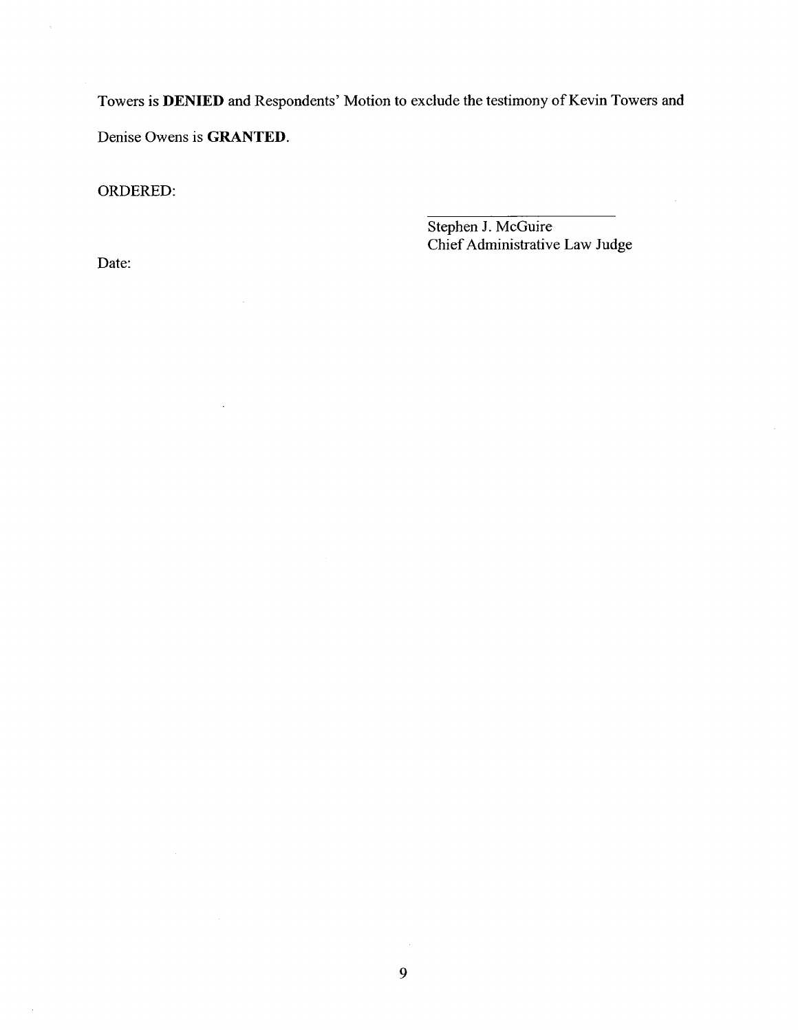Towers is **DENIED** and Respondents' Motion to exclude the testimony of Kevin Towers and Denise Owens is **GRANTED**.

ORDERED:

\_\_\_\_\_\_\_\_\_\_\_\_\_\_\_\_\_\_\_\_\_\_\_\_

Stephen J. McGuire
Chief Administrative Law Judge

Date: